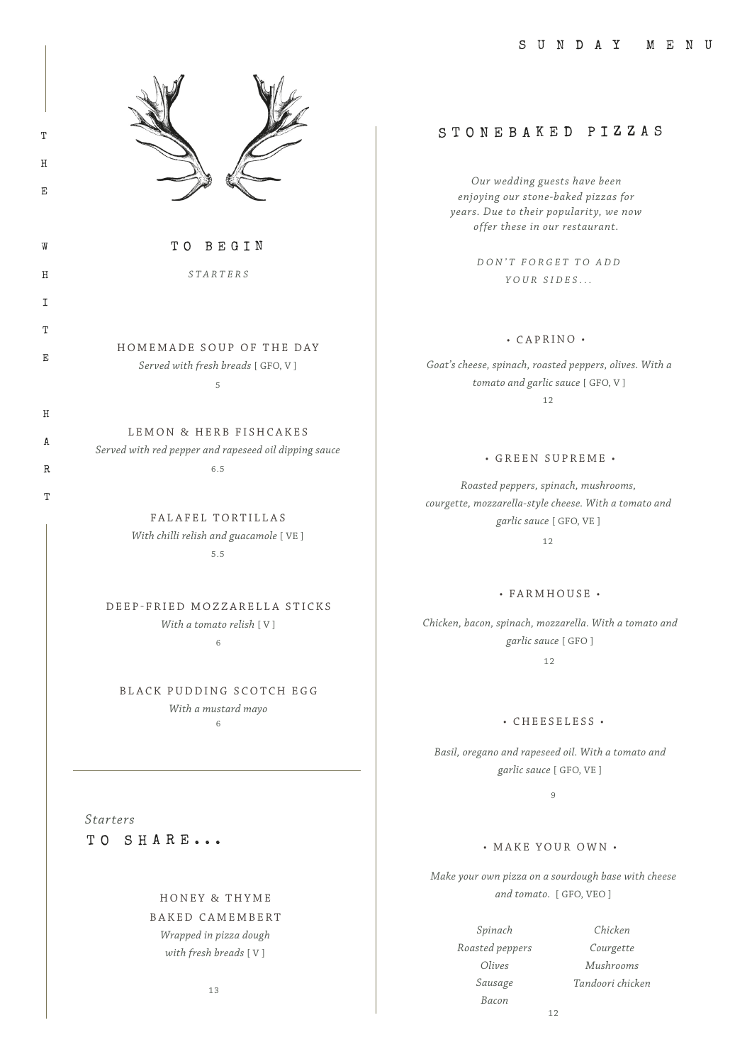# THE WHITE HART

# SUNDAY MENU

## TO BEGIN

*STARTERS*

### HOMEMADE SOUP OF THE DAY

*Served with fresh breads* [ GFO, V ]

5

### LEMON & HERB FISHCAKES

*Served with red pepper and rapeseed oil dipping sauce*

6.5

### FALAFEL TORTILLAS

*With chilli relish and guacamole* [ VE ]

5.5

### DEEP-FRIED MOZZARELLA STICKS

*With a tomato relish* [ V ]

6

### BLACK PUDDING SCOTCH EGG

*With a mustard mayo*

6

---

*Starters*

## TO SHARE...

### HONEY & THYME BAKED CAMEMBERT

*Wrapped in pizza dough with fresh breads* [ V ]

13

## STONEBAKED PIZZAS

*Our wedding guests have been enjoying our stone-baked pizzas for years. Due to their popularity, we now offer these in our restaurant.*

*DON'T FORGET TO ADD YOUR SIDES...*

### • CAPRINO •

*Goat's cheese, spinach, roasted peppers, olives. With a tomato and garlic sauce* [ GFO, V ]

12

### • GREEN SUPREME •

*Roasted peppers, spinach, mushrooms, courgette, mozzarella-style cheese. With a tomato and garlic sauce* [ GFO, VE ]

12

### • FARMHOUSE •

*Chicken, bacon, spinach, mozzarella. With a tomato and garlic sauce* [ GFO ]

12

### • CHEESELESS •

*Basil, oregano and rapeseed oil. With a tomato and garlic sauce* [ GFO, VE ]

9

### • MAKE YOUR OWN •

*Make your own pizza on a sourdough base with cheese and tomato.* [ GFO, VEO ]

*Spinach*
*Roasted peppers*
*Olives*
*Sausage*
*Bacon*
*Chicken*
*Courgette*
*Mushrooms*
*Tandoori chicken*

12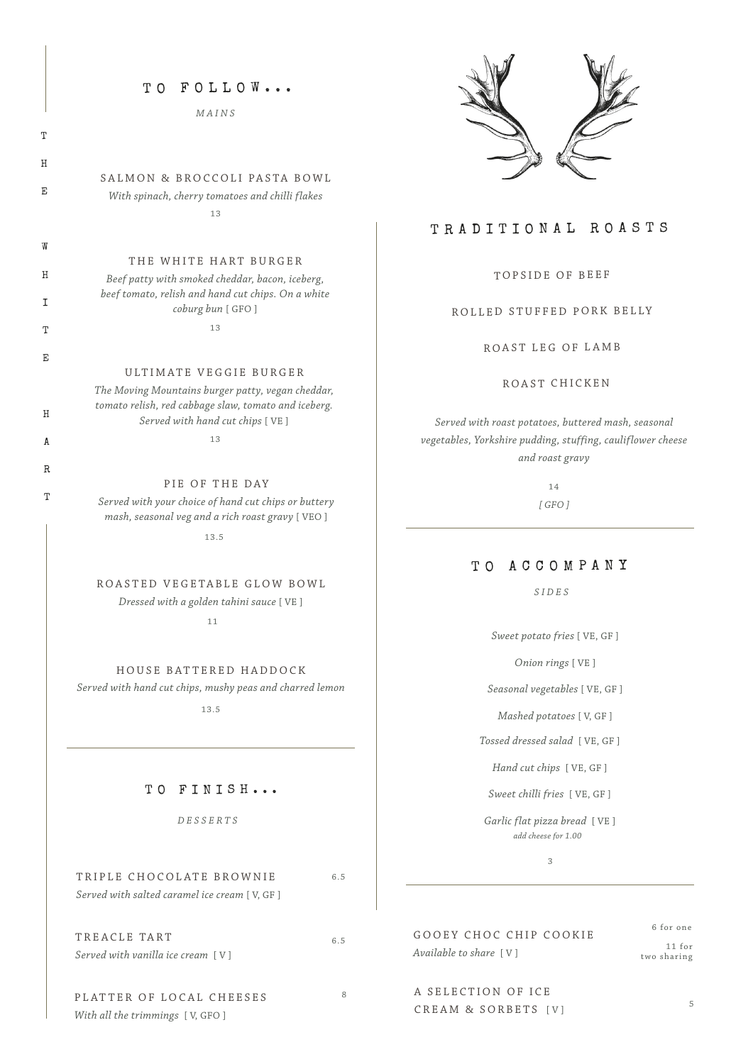# TO FOLLOW...

*MAINS*

### SALMON & BROCCOLI PASTA BOWL
*With spinach, cherry tomatoes and chilli flakes*
13

### THE WHITE HART BURGER
*Beef patty with smoked cheddar, bacon, iceberg, beef tomato, relish and hand cut chips. On a white coburg bun* [ GFO ]
13

### ULTIMATE VEGGIE BURGER
*The Moving Mountains burger patty, vegan cheddar, tomato relish, red cabbage slaw, tomato and iceberg. Served with hand cut chips* [ VE ]
13

### PIE OF THE DAY
*Served with your choice of hand cut chips or buttery mash, seasonal veg and a rich roast gravy* [ VEO ]
13.5

### ROASTED VEGETABLE GLOW BOWL
*Dressed with a golden tahini sauce* [ VE ]
11

### HOUSE BATTERED HADDOCK
*Served with hand cut chips, mushy peas and charred lemon*
13.5

# TO FINISH...

*DESSERTS*

### TRIPLE CHOCOLATE BROWNIE
*Served with salted caramel ice cream* [ V, GF ]
6.5

### TREACLE TART
*Served with vanilla ice cream* [ V ]
6.5

### PLATTER OF LOCAL CHEESES
*With all the trimmings* [ V, GFO ]
8

### GOOEY CHOC CHIP COOKIE
*Available to share* [ V ]
6 for one
11 for two sharing

### A SELECTION OF ICE CREAM & SORBETS [ V ]
5

# TRADITIONAL ROASTS

TOPSIDE OF BEEF

ROLLED STUFFED PORK BELLY

ROAST LEG OF LAMB

ROAST CHICKEN

*Served with roast potatoes, buttered mash, seasonal vegetables, Yorkshire pudding, stuffing, cauliflower cheese and roast gravy*

14

*[ GFO ]*

# TO ACCOMPANY

*SIDES*

*Sweet potato fries* [ VE, GF ]

*Onion rings* [ VE ]

*Seasonal vegetables* [ VE, GF ]

*Mashed potatoes* [ V, GF ]

*Tossed dressed salad* [ VE, GF ]

*Hand cut chips* [ VE, GF ]

*Sweet chilli fries* [ VE, GF ]

*Garlic flat pizza bread* [ VE ]
*add cheese for 1.00*

3